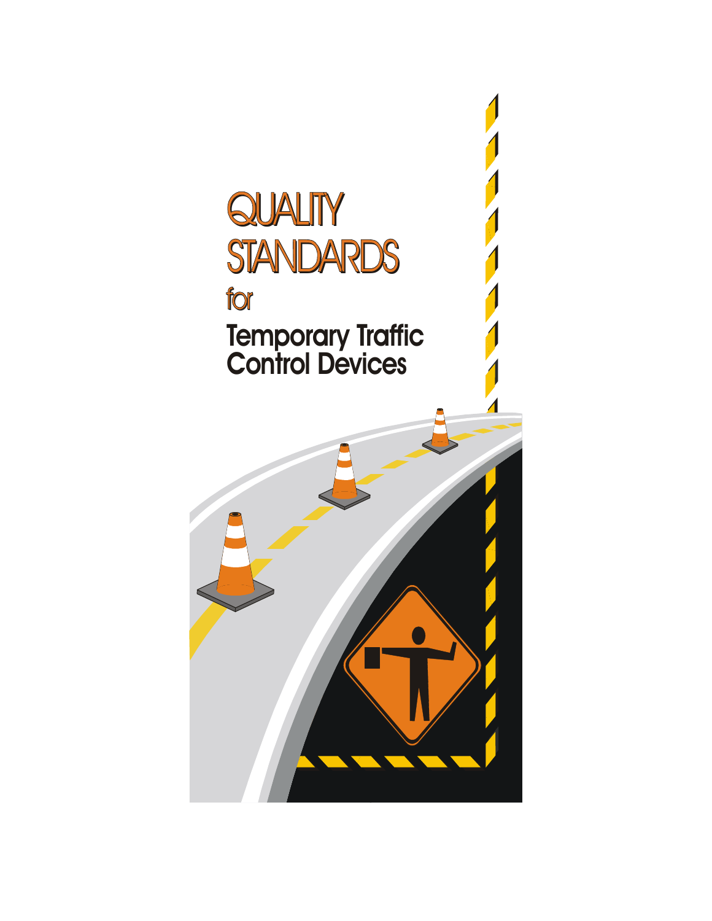# QUALITY STANDARDS

for

## Temporary Traffic Control Devices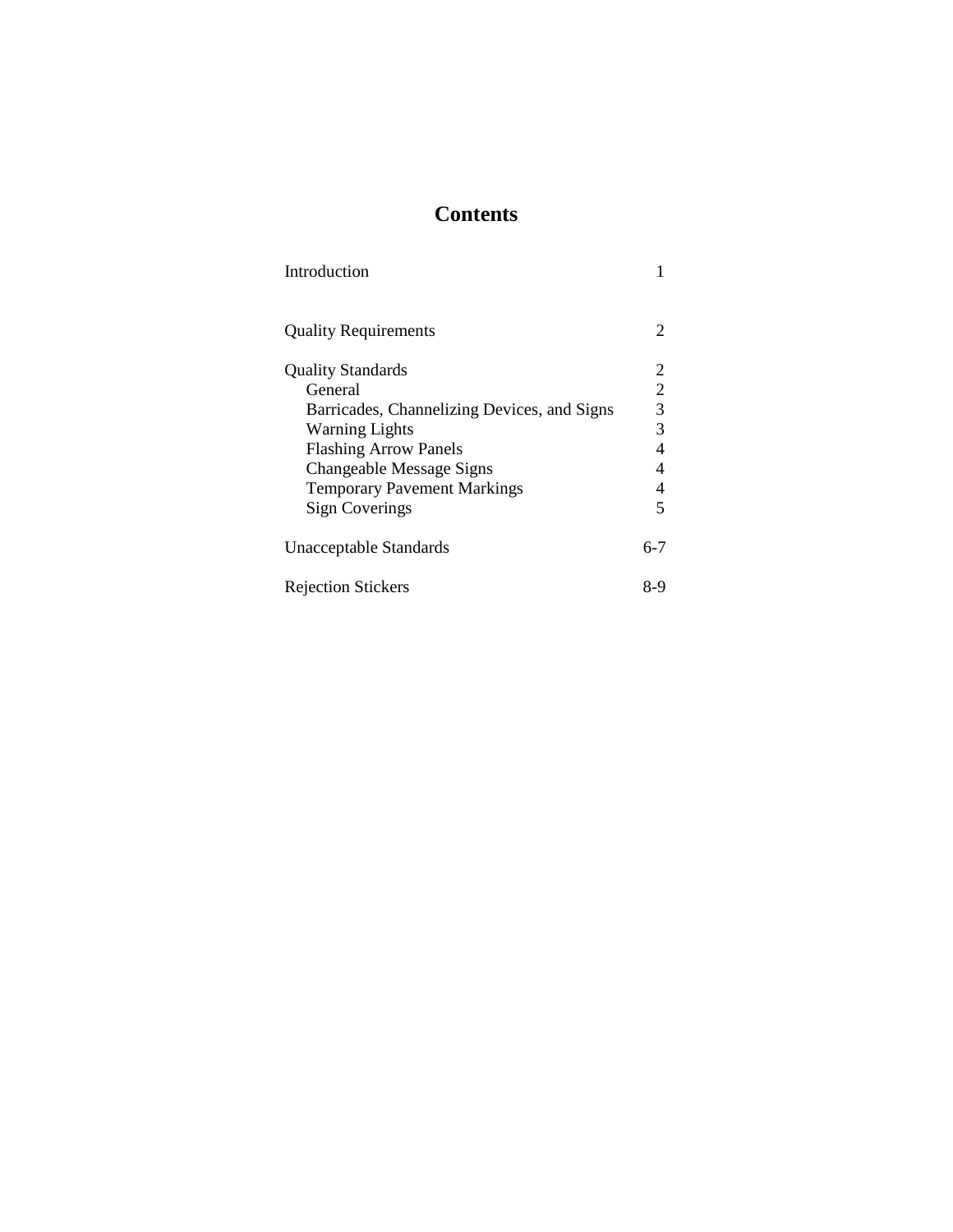# Contents

| | |
|---|---|
| Introduction | 1 |
| Quality Requirements | 2 |
| Quality Standards | 2 |
| General | 2 |
| Barricades, Channelizing Devices, and Signs | 3 |
| Warning Lights | 3 |
| Flashing Arrow Panels | 4 |
| Changeable Message Signs | 4 |
| Temporary Pavement Markings | 4 |
| Sign Coverings | 5 |
| Unacceptable Standards | 6-7 |
| Rejection Stickers | 8-9 |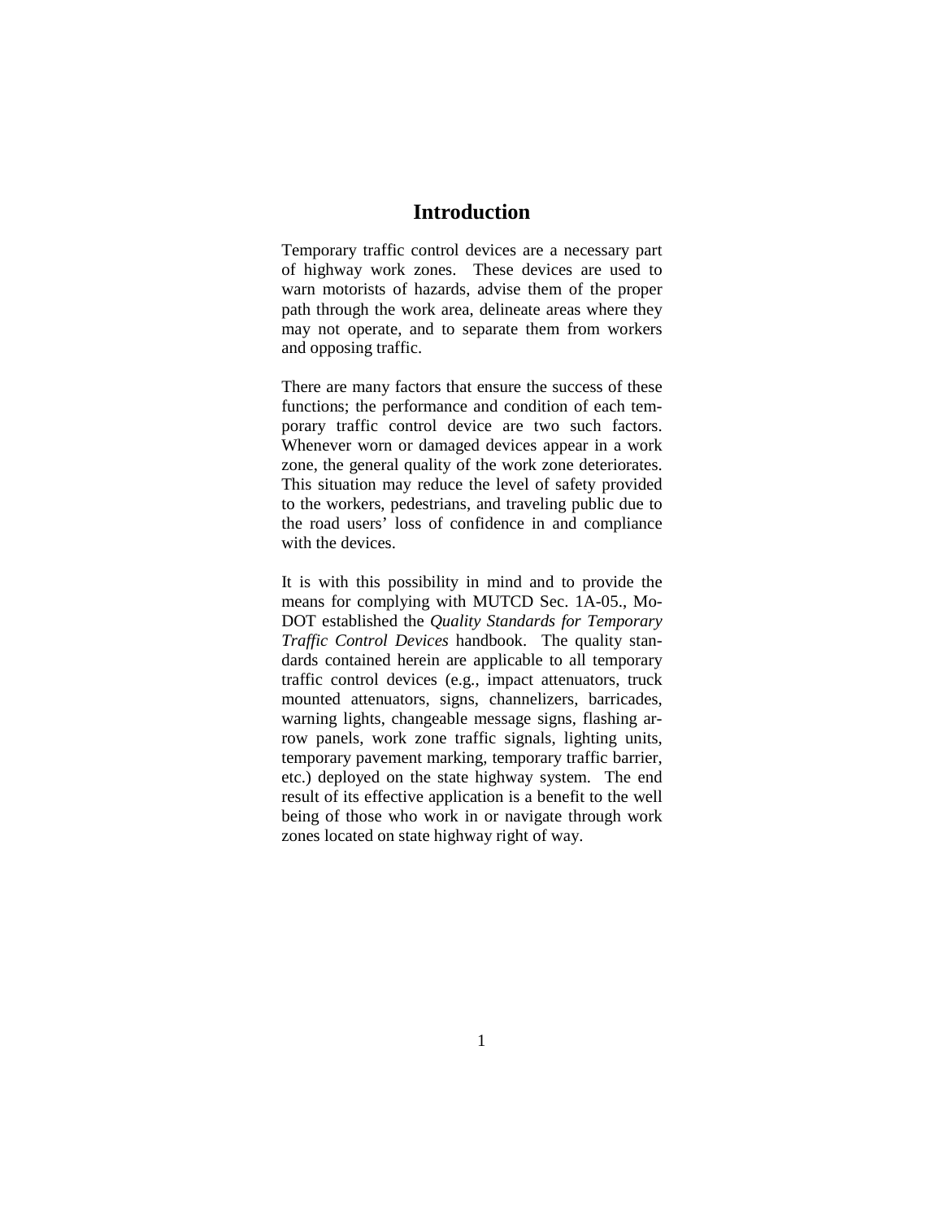# Introduction

Temporary traffic control devices are a necessary part of highway work zones. These devices are used to warn motorists of hazards, advise them of the proper path through the work area, delineate areas where they may not operate, and to separate them from workers and opposing traffic.

There are many factors that ensure the success of these functions; the performance and condition of each temporary traffic control device are two such factors. Whenever worn or damaged devices appear in a work zone, the general quality of the work zone deteriorates. This situation may reduce the level of safety provided to the workers, pedestrians, and traveling public due to the road users' loss of confidence in and compliance with the devices.

It is with this possibility in mind and to provide the means for complying with MUTCD Sec. 1A-05., MoDOT established the *Quality Standards for Temporary Traffic Control Devices* handbook. The quality standards contained herein are applicable to all temporary traffic control devices (e.g., impact attenuators, truck mounted attenuators, signs, channelizers, barricades, warning lights, changeable message signs, flashing arrow panels, work zone traffic signals, lighting units, temporary pavement marking, temporary traffic barrier, etc.) deployed on the state highway system. The end result of its effective application is a benefit to the well being of those who work in or navigate through work zones located on state highway right of way.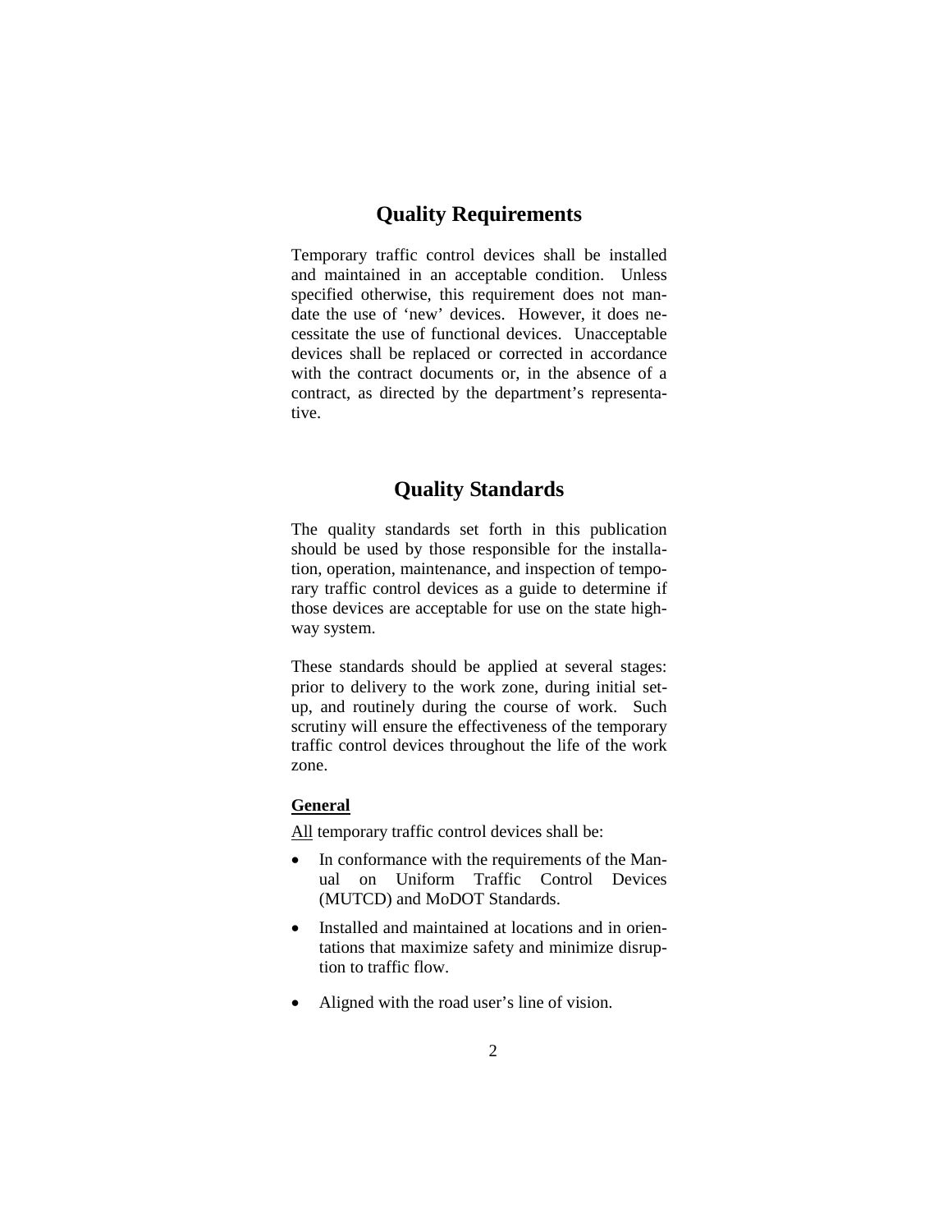## Quality Requirements

Temporary traffic control devices shall be installed and maintained in an acceptable condition. Unless specified otherwise, this requirement does not mandate the use of 'new' devices. However, it does necessitate the use of functional devices. Unacceptable devices shall be replaced or corrected in accordance with the contract documents or, in the absence of a contract, as directed by the department's representative.

## Quality Standards

The quality standards set forth in this publication should be used by those responsible for the installation, operation, maintenance, and inspection of temporary traffic control devices as a guide to determine if those devices are acceptable for use on the state highway system.

These standards should be applied at several stages: prior to delivery to the work zone, during initial setup, and routinely during the course of work. Such scrutiny will ensure the effectiveness of the temporary traffic control devices throughout the life of the work zone.

**General**

All temporary traffic control devices shall be:

- In conformance with the requirements of the Manual on Uniform Traffic Control Devices (MUTCD) and MoDOT Standards.
- Installed and maintained at locations and in orientations that maximize safety and minimize disruption to traffic flow.
- Aligned with the road user's line of vision.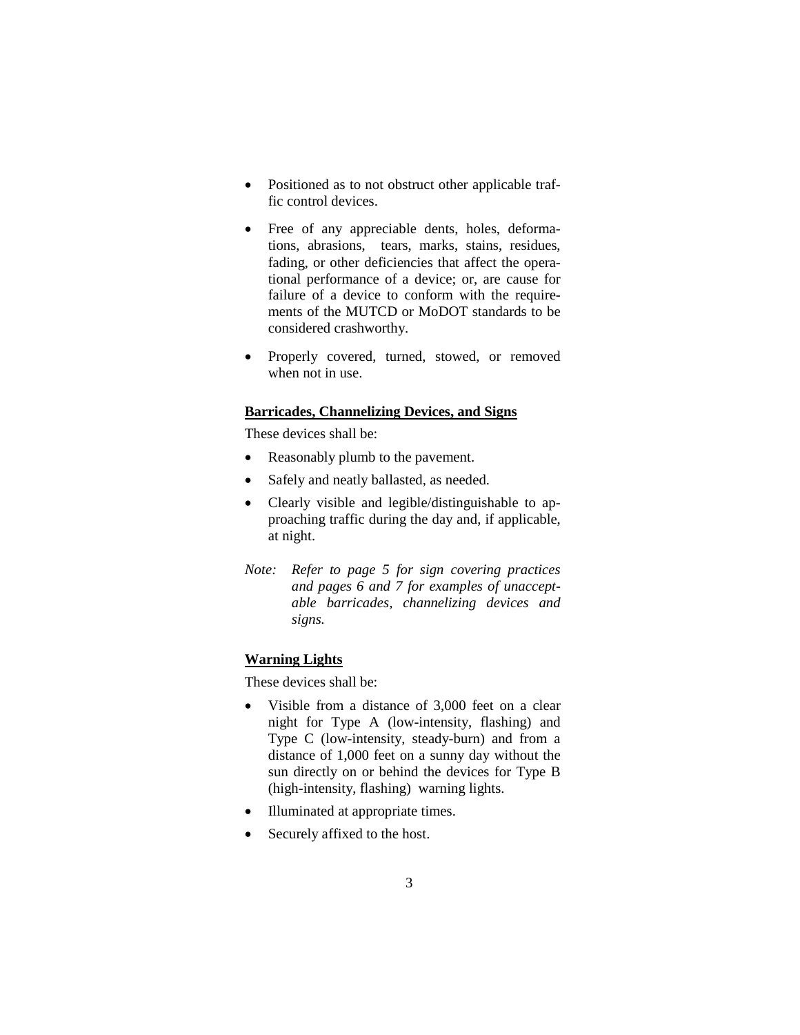- Positioned as to not obstruct other applicable traffic control devices.
- Free of any appreciable dents, holes, deformations, abrasions, tears, marks, stains, residues, fading, or other deficiencies that affect the operational performance of a device; or, are cause for failure of a device to conform with the requirements of the MUTCD or MoDOT standards to be considered crashworthy.
- Properly covered, turned, stowed, or removed when not in use.

**Barricades, Channelizing Devices, and Signs**

These devices shall be:

- Reasonably plumb to the pavement.
- Safely and neatly ballasted, as needed.
- Clearly visible and legible/distinguishable to approaching traffic during the day and, if applicable, at night.

*Note: Refer to page 5 for sign covering practices and pages 6 and 7 for examples of unacceptable barricades, channelizing devices and signs.*

**Warning Lights**

These devices shall be:

- Visible from a distance of 3,000 feet on a clear night for Type A (low-intensity, flashing) and Type C (low-intensity, steady-burn) and from a distance of 1,000 feet on a sunny day without the sun directly on or behind the devices for Type B (high-intensity, flashing) warning lights.
- Illuminated at appropriate times.
- Securely affixed to the host.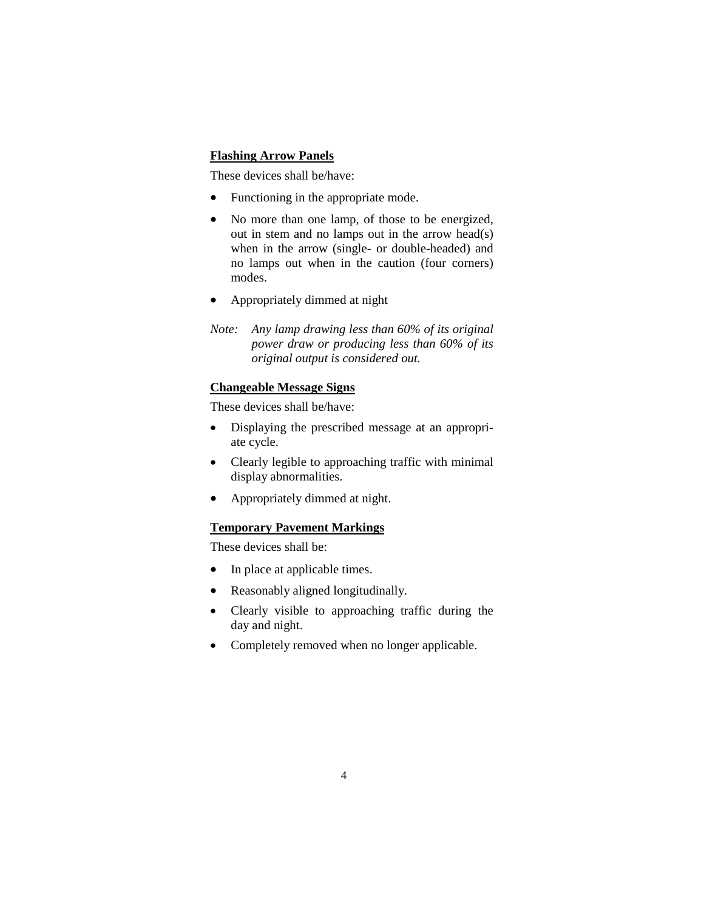**Flashing Arrow Panels**

These devices shall be/have:

- Functioning in the appropriate mode.
- No more than one lamp, of those to be energized, out in stem and no lamps out in the arrow head(s) when in the arrow (single- or double-headed) and no lamps out when in the caution (four corners) modes.
- Appropriately dimmed at night

*Note: Any lamp drawing less than 60% of its original power draw or producing less than 60% of its original output is considered out.*

**Changeable Message Signs**

These devices shall be/have:

- Displaying the prescribed message at an appropriate cycle.
- Clearly legible to approaching traffic with minimal display abnormalities.
- Appropriately dimmed at night.

**Temporary Pavement Markings**

These devices shall be:

- In place at applicable times.
- Reasonably aligned longitudinally.
- Clearly visible to approaching traffic during the day and night.
- Completely removed when no longer applicable.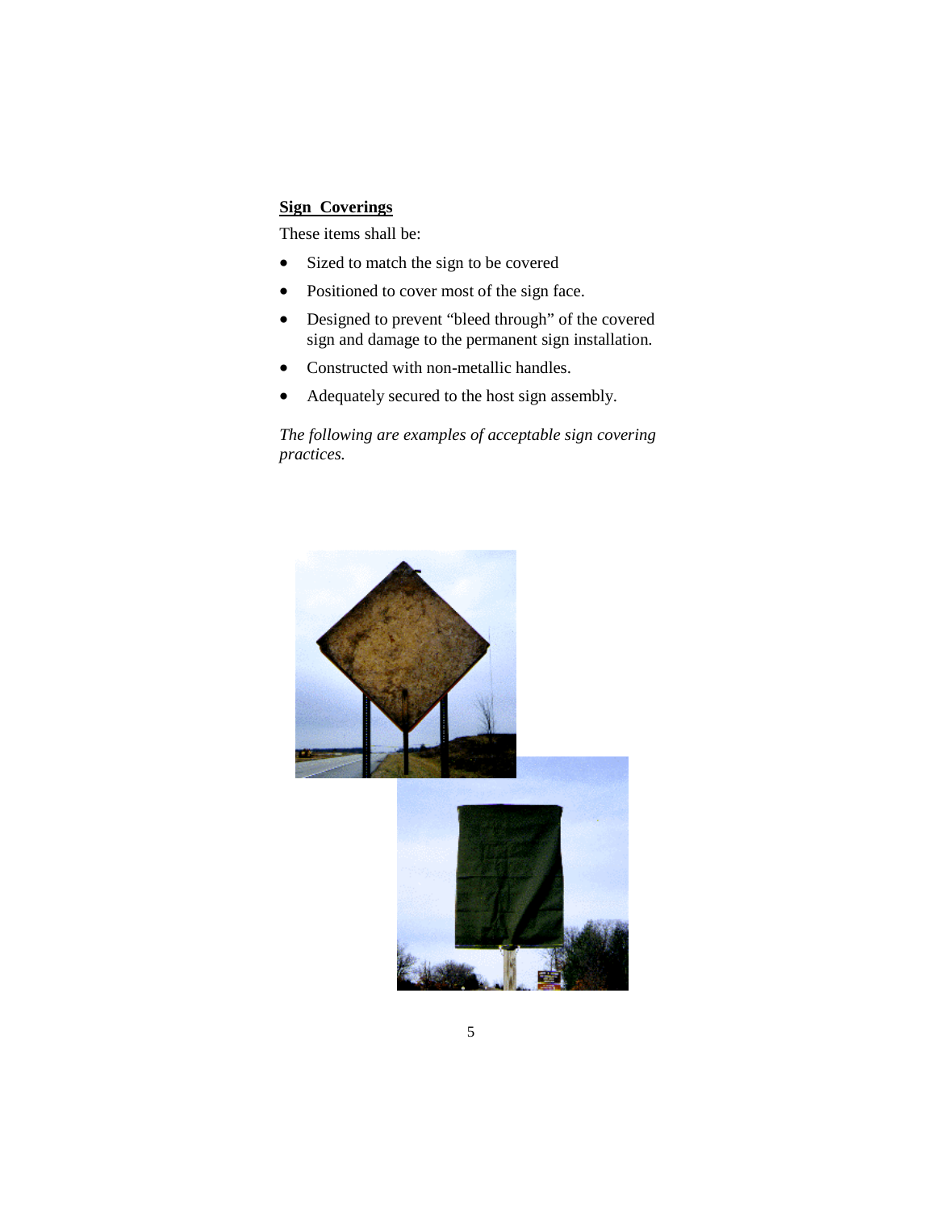## Sign Coverings

These items shall be:

- Sized to match the sign to be covered
- Positioned to cover most of the sign face.
- Designed to prevent “bleed through” of the covered sign and damage to the permanent sign installation.
- Constructed with non-metallic handles.
- Adequately secured to the host sign assembly.

*The following are examples of acceptable sign covering practices.*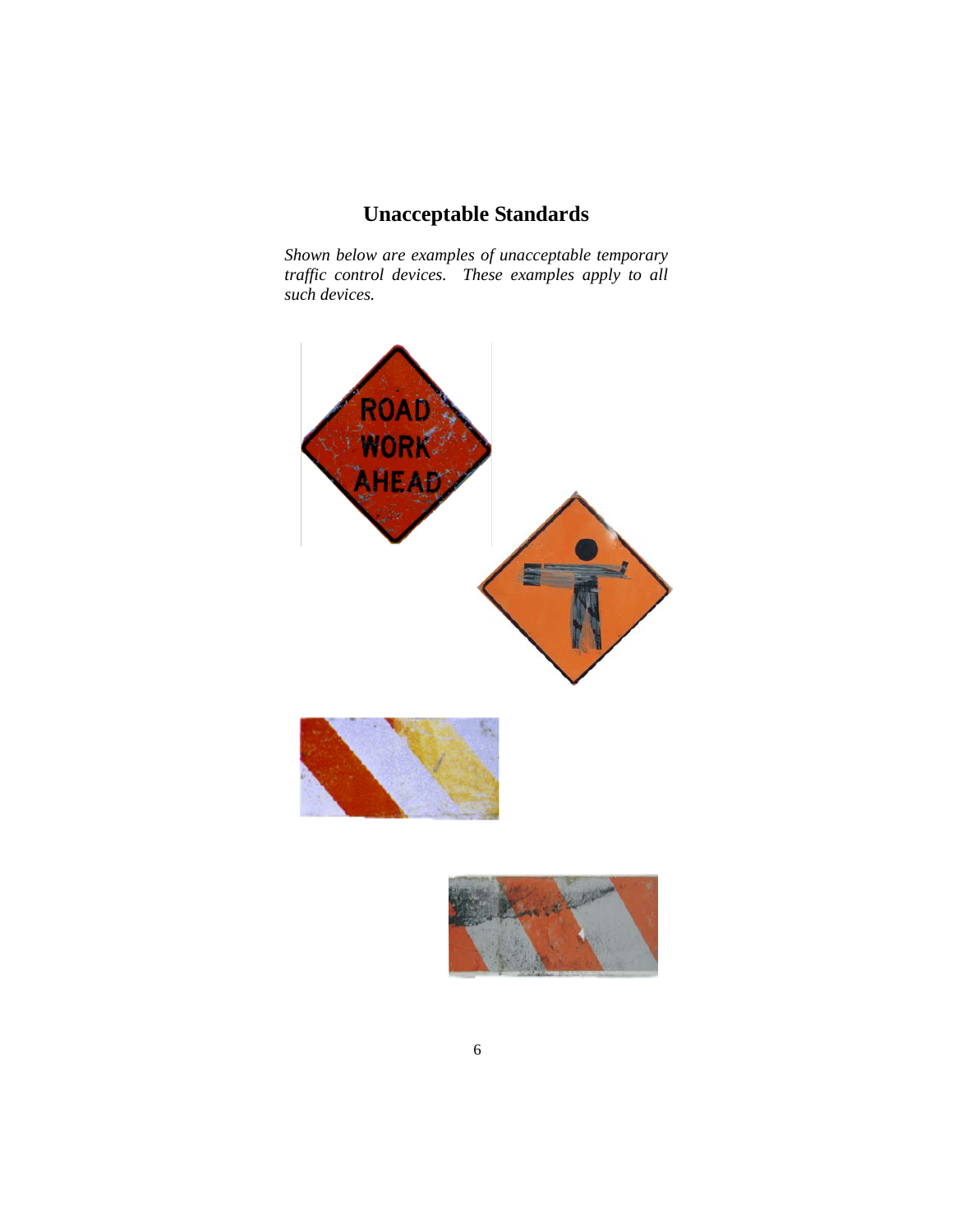# Unacceptable Standards

*Shown below are examples of unacceptable temporary traffic control devices. These examples apply to all such devices.*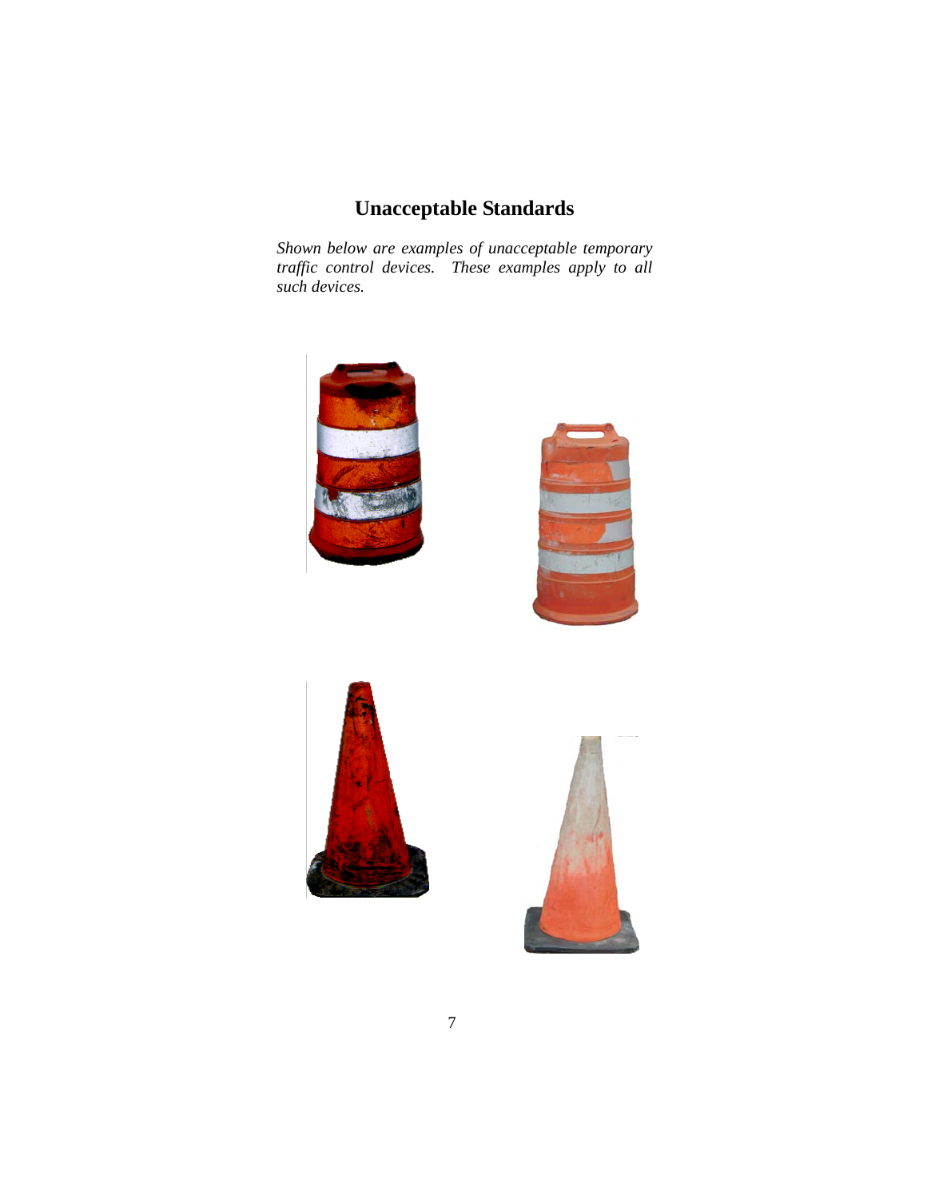# Unacceptable Standards

*Shown below are examples of unacceptable temporary traffic control devices. These examples apply to all such devices.*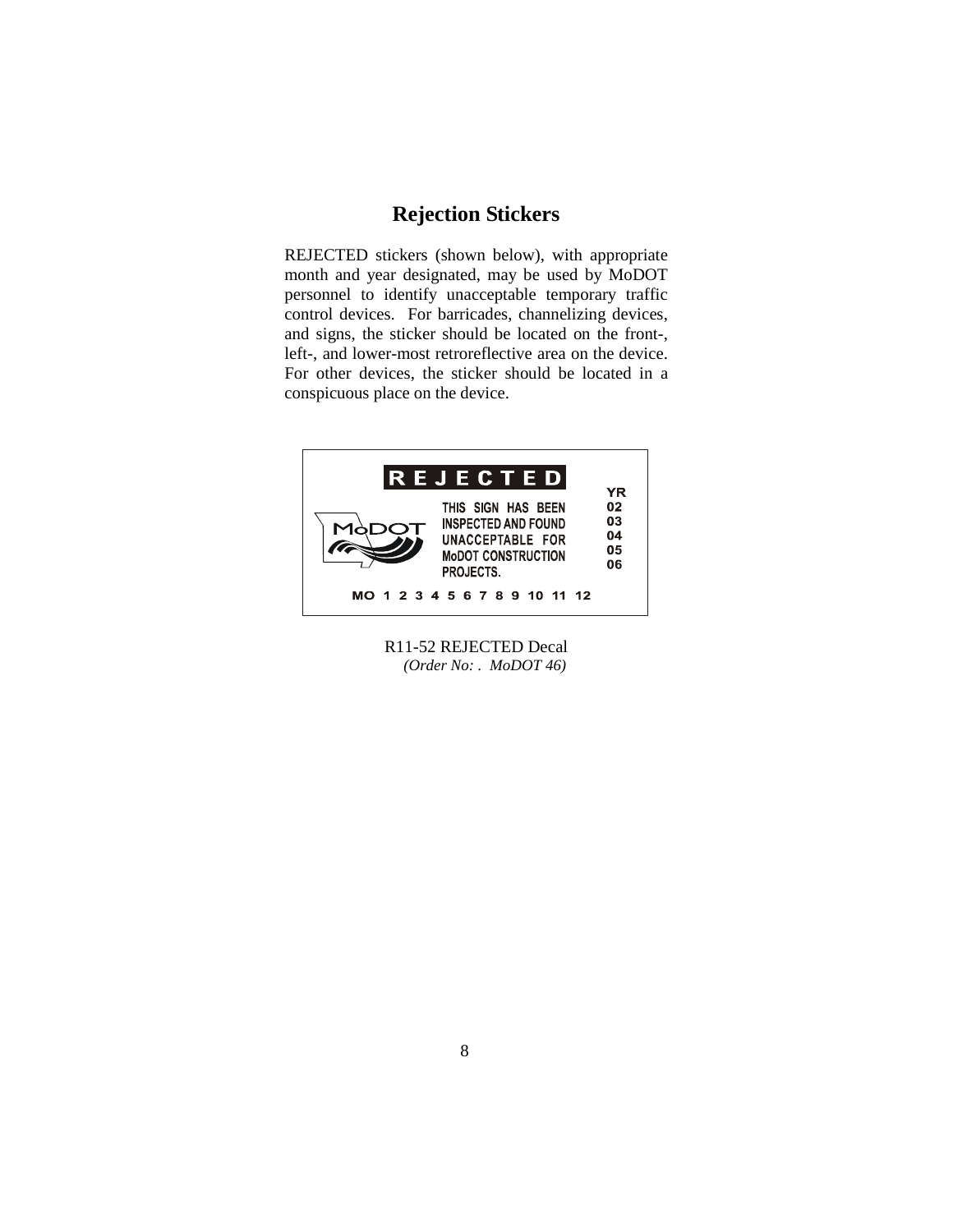# Rejection Stickers

REJECTED stickers (shown below), with appropriate month and year designated, may be used by MoDOT personnel to identify unacceptable temporary traffic control devices. For barricades, channelizing devices, and signs, the sticker should be located on the front-, left-, and lower-most retroreflective area on the device. For other devices, the sticker should be located in a conspicuous place on the device.

**REJECTED**

MoDOT

THIS SIGN HAS BEEN INSPECTED AND FOUND UNACCEPTABLE FOR MoDOT CONSTRUCTION PROJECTS.

YR 02 03 04 05 06

MO 1 2 3 4 5 6 7 8 9 10 11 12

R11-52 REJECTED Decal
*(Order No: . MoDOT 46)*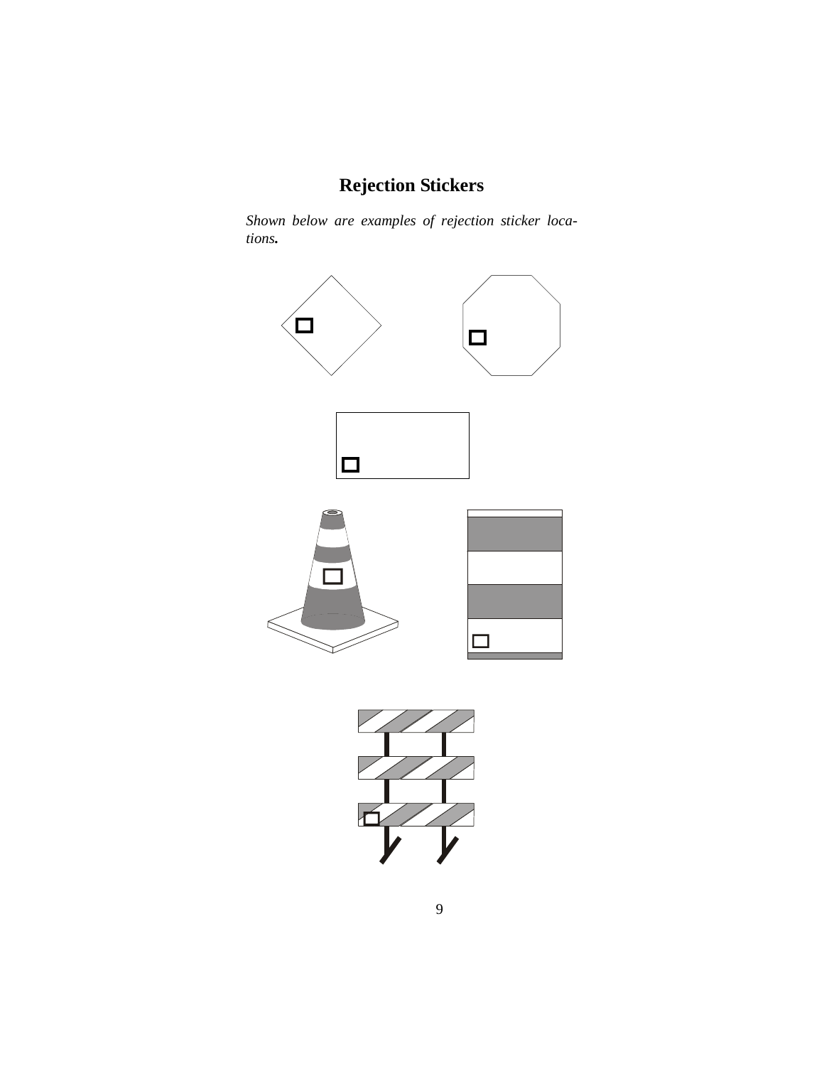# Rejection Stickers

*Shown below are examples of rejection sticker locations.*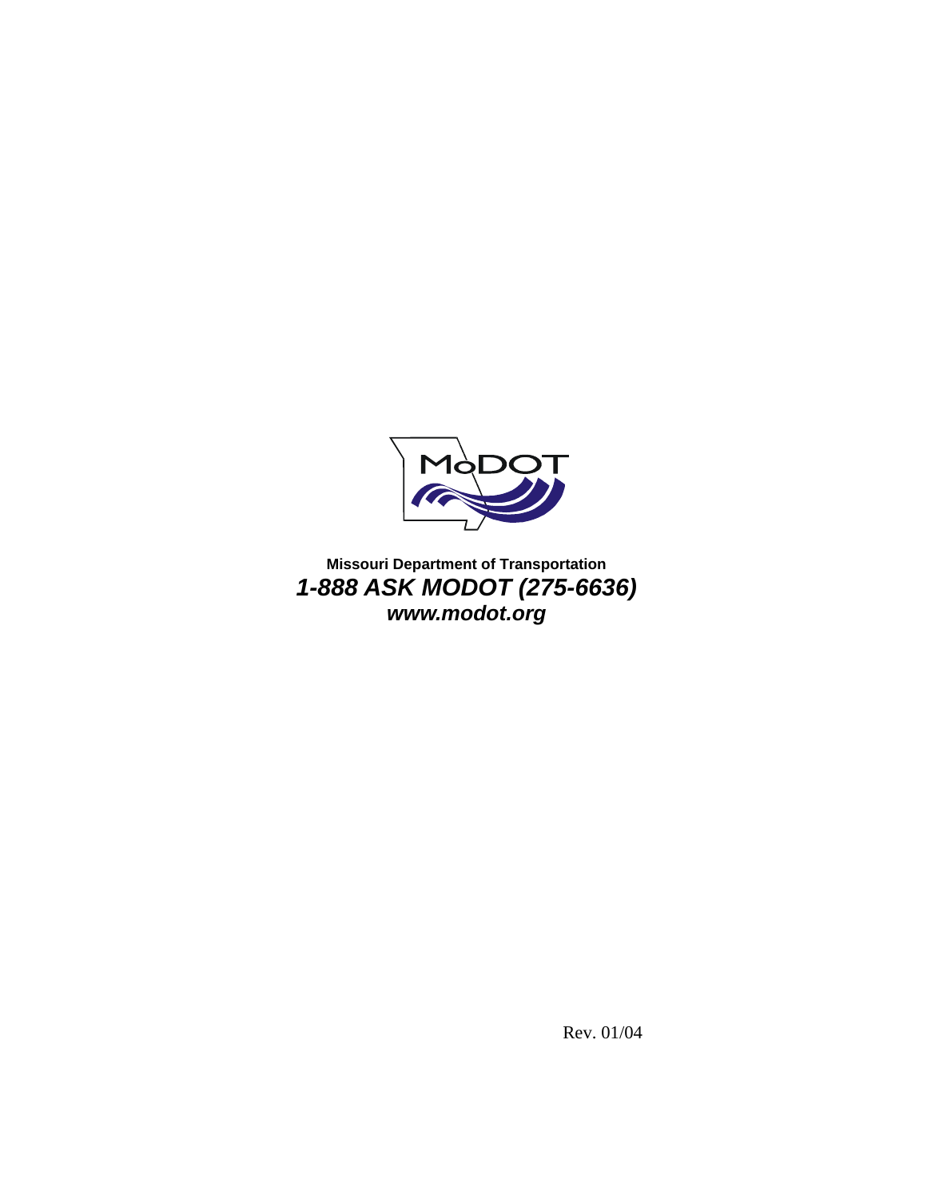MoDOT

**Missouri Department of Transportation**

***1-888 ASK MODOT (275-6636)***

***www.modot.org***

Rev. 01/04